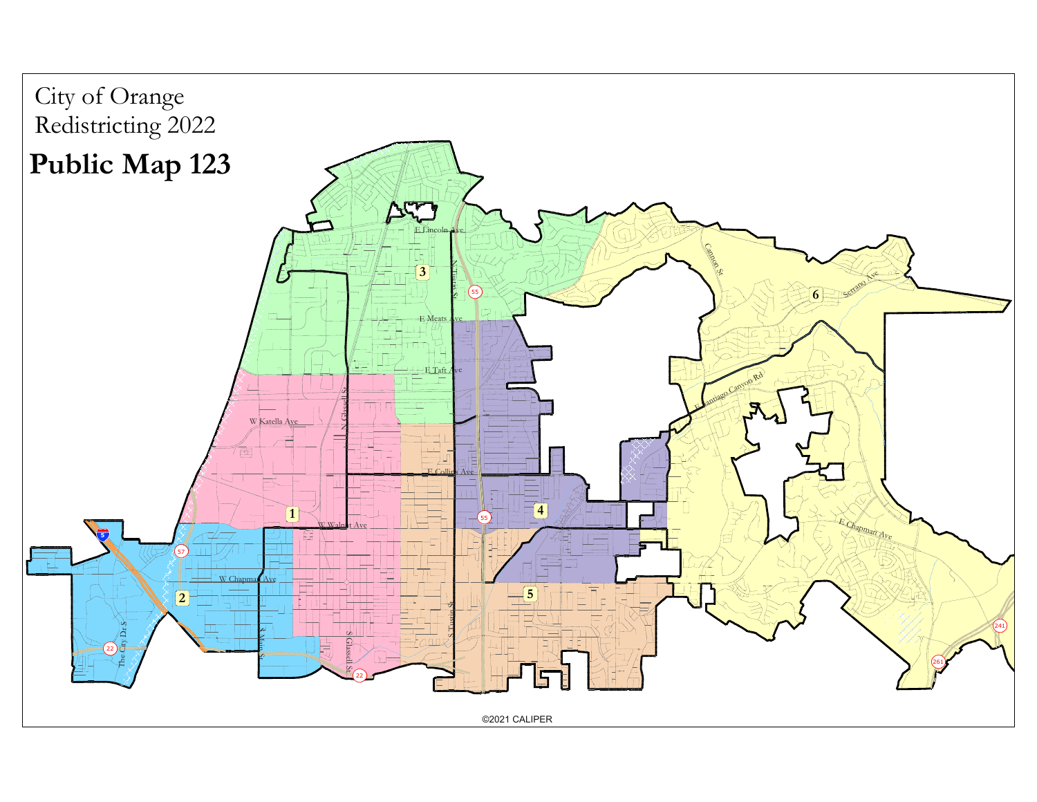City of Orange
Redistricting 2022

# Public Map 123

©2021 CALIPER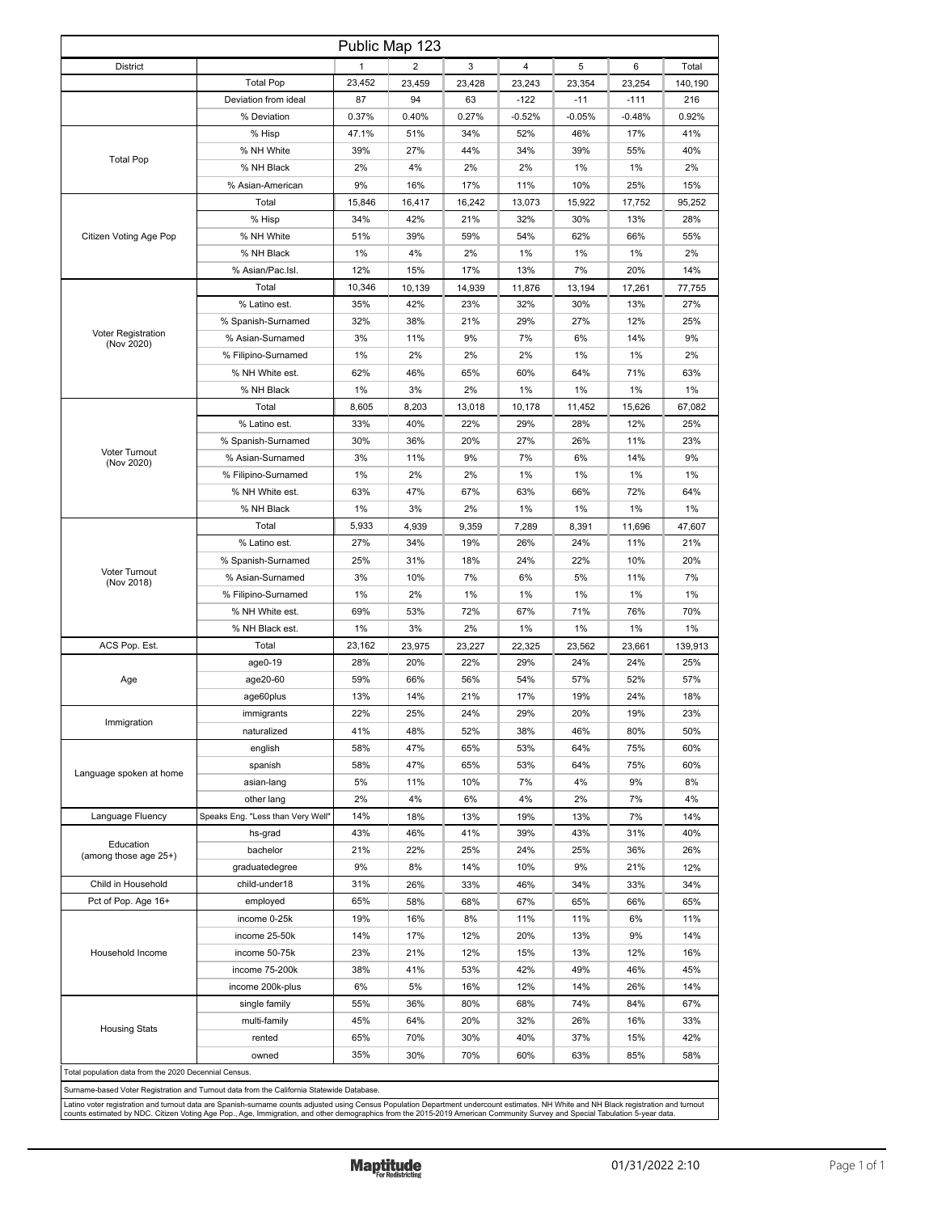# Public Map 123

| District | | 1 | 2 | 3 | 4 | 5 | 6 | Total |
|---|---|---|---|---|---|---|---|---|
| | Total Pop | 23,452 | 23,459 | 23,428 | 23,243 | 23,354 | 23,254 | 140,190 |
| | Deviation from ideal | 87 | 94 | 63 | -122 | -11 | -111 | 216 |
| | % Deviation | 0.37% | 0.40% | 0.27% | -0.52% | -0.05% | -0.48% | 0.92% |
| Total Pop | % Hisp | 47.1% | 51% | 34% | 52% | 46% | 17% | 41% |
| | % NH White | 39% | 27% | 44% | 34% | 39% | 55% | 40% |
| | % NH Black | 2% | 4% | 2% | 2% | 1% | 1% | 2% |
| | % Asian-American | 9% | 16% | 17% | 11% | 10% | 25% | 15% |
| Citizen Voting Age Pop | Total | 15,846 | 16,417 | 16,242 | 13,073 | 15,922 | 17,752 | 95,252 |
| | % Hisp | 34% | 42% | 21% | 32% | 30% | 13% | 28% |
| | % NH White | 51% | 39% | 59% | 54% | 62% | 66% | 55% |
| | % NH Black | 1% | 4% | 2% | 1% | 1% | 1% | 2% |
| | % Asian/Pac.Isl. | 12% | 15% | 17% | 13% | 7% | 20% | 14% |
| Voter Registration (Nov 2020) | Total | 10,346 | 10,139 | 14,939 | 11,876 | 13,194 | 17,261 | 77,755 |
| | % Latino est. | 35% | 42% | 23% | 32% | 30% | 13% | 27% |
| | % Spanish-Surnamed | 32% | 38% | 21% | 29% | 27% | 12% | 25% |
| | % Asian-Surnamed | 3% | 11% | 9% | 7% | 6% | 14% | 9% |
| | % Filipino-Surnamed | 1% | 2% | 2% | 2% | 1% | 1% | 2% |
| | % NH White est. | 62% | 46% | 65% | 60% | 64% | 71% | 63% |
| | % NH Black | 1% | 3% | 2% | 1% | 1% | 1% | 1% |
| Voter Turnout (Nov 2020) | Total | 8,605 | 8,203 | 13,018 | 10,178 | 11,452 | 15,626 | 67,082 |
| | % Latino est. | 33% | 40% | 22% | 29% | 28% | 12% | 25% |
| | % Spanish-Surnamed | 30% | 36% | 20% | 27% | 26% | 11% | 23% |
| | % Asian-Surnamed | 3% | 11% | 9% | 7% | 6% | 14% | 9% |
| | % Filipino-Surnamed | 1% | 2% | 2% | 1% | 1% | 1% | 1% |
| | % NH White est. | 63% | 47% | 67% | 63% | 66% | 72% | 64% |
| | % NH Black | 1% | 3% | 2% | 1% | 1% | 1% | 1% |
| Voter Turnout (Nov 2018) | Total | 5,933 | 4,939 | 9,359 | 7,289 | 8,391 | 11,696 | 47,607 |
| | % Latino est. | 27% | 34% | 19% | 26% | 24% | 11% | 21% |
| | % Spanish-Surnamed | 25% | 31% | 18% | 24% | 22% | 10% | 20% |
| | % Asian-Surnamed | 3% | 10% | 7% | 6% | 5% | 11% | 7% |
| | % Filipino-Surnamed | 1% | 2% | 1% | 1% | 1% | 1% | 1% |
| | % NH White est. | 69% | 53% | 72% | 67% | 71% | 76% | 70% |
| | % NH Black est. | 1% | 3% | 2% | 1% | 1% | 1% | 1% |
| ACS Pop. Est. | Total | 23,162 | 23,975 | 23,227 | 22,325 | 23,562 | 23,661 | 139,913 |
| Age | age0-19 | 28% | 20% | 22% | 29% | 24% | 24% | 25% |
| | age20-60 | 59% | 66% | 56% | 54% | 57% | 52% | 57% |
| | age60plus | 13% | 14% | 21% | 17% | 19% | 24% | 18% |
| Immigration | immigrants | 22% | 25% | 24% | 29% | 20% | 19% | 23% |
| | naturalized | 41% | 48% | 52% | 38% | 46% | 80% | 50% |
| Language spoken at home | english | 58% | 47% | 65% | 53% | 64% | 75% | 60% |
| | spanish | 58% | 47% | 65% | 53% | 64% | 75% | 60% |
| | asian-lang | 5% | 11% | 10% | 7% | 4% | 9% | 8% |
| | other lang | 2% | 4% | 6% | 4% | 2% | 7% | 4% |
| Language Fluency | Speaks Eng. "Less than Very Well" | 14% | 18% | 13% | 19% | 13% | 7% | 14% |
| Education (among those age 25+) | hs-grad | 43% | 46% | 41% | 39% | 43% | 31% | 40% |
| | bachelor | 21% | 22% | 25% | 24% | 25% | 36% | 26% |
| | graduatedegree | 9% | 8% | 14% | 10% | 9% | 21% | 12% |
| Child in Household | child-under18 | 31% | 26% | 33% | 46% | 34% | 33% | 34% |
| Pct of Pop. Age 16+ | employed | 65% | 58% | 68% | 67% | 65% | 66% | 65% |
| Household Income | income 0-25k | 19% | 16% | 8% | 11% | 11% | 6% | 11% |
| | income 25-50k | 14% | 17% | 12% | 20% | 13% | 9% | 14% |
| | income 50-75k | 23% | 21% | 12% | 15% | 13% | 12% | 16% |
| | income 75-200k | 38% | 41% | 53% | 42% | 49% | 46% | 45% |
| | income 200k-plus | 6% | 5% | 16% | 12% | 14% | 26% | 14% |
| Housing Stats | single family | 55% | 36% | 80% | 68% | 74% | 84% | 67% |
| | multi-family | 45% | 64% | 20% | 32% | 26% | 16% | 33% |
| | rented | 65% | 70% | 30% | 40% | 37% | 15% | 42% |
| | owned | 35% | 30% | 70% | 60% | 63% | 85% | 58% |

Total population data from the 2020 Decennial Census.

Surname-based Voter Registration and Turnout data from the California Statewide Database.

Latino voter registration and turnout data are Spanish-surname counts adjusted using Census Population Department undercount estimates. NH White and NH Black registration and turnout counts estimated by NDC. Citizen Voting Age Pop., Age, Immigration, and other demographics from the 2015-2019 American Community Survey and Special Tabulation 5-year data.

Maptitude For Redistricting 01/31/2022 2:10